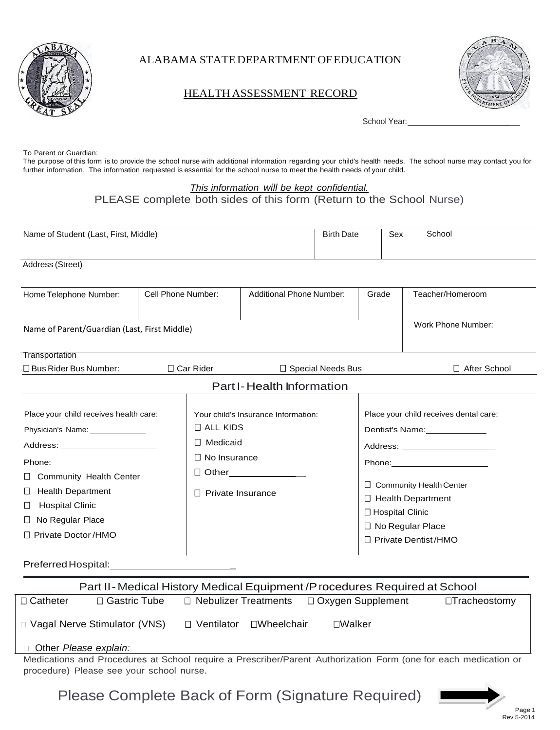# ALABAMA STATE DEPARTMENT OF EDUCATION

## HEALTH ASSESSMENT RECORD

School Year:\_\_\_\_\_\_\_\_\_\_\_\_\_\_\_\_\_\_\_\_\_\_\_\_

To Parent or Guardian:
The purpose of this form is to provide the school nurse with additional information regarding your child's health needs. The school nurse may contact you for further information. The information requested is essential for the school nurse to meet the health needs of your child.

*This information will be kept confidential.*

PLEASE complete both sides of this form (Return to the School Nurse)

| Name of Student (Last, First, Middle) | Birth Date | Sex | School |
|---|---|---|---|
| | | | |

| Address (Street) |
|---|
| |

| Home Telephone Number: | Cell Phone Number: | Additional Phone Number: | Grade | Teacher/Homeroom |
|---|---|---|---|---|
| | | | | |

| Name of Parent/Guardian (Last, First Middle) | Work Phone Number: |
|---|---|
| | |

Transportation

☐ Bus Rider Bus Number: ☐ Car Rider ☐ Special Needs Bus ☐ After School

## Part I - Health Information

**Place your child receives health care:**

Physician's Name: \_\_\_\_\_\_\_\_\_\_\_\_

Address: \_\_\_\_\_\_\_\_\_\_\_\_\_\_\_\_\_\_\_\_

Phone: \_\_\_\_\_\_\_\_\_\_\_\_\_\_\_\_\_\_\_\_\_\_

- ☐ Community Health Center
- ☐ Health Department
- ☐ Hospital Clinic
- ☐ No Regular Place
- ☐ Private Doctor /HMO

**Your child's Insurance Information:**

- ☐ ALL KIDS
- ☐ Medicaid
- ☐ No Insurance
- ☐ Other\_\_\_\_\_\_\_\_\_\_\_\_\_\_\_
- ☐ Private Insurance

**Place your child receives dental care:**

Dentist's Name: \_\_\_\_\_\_\_\_\_\_\_\_\_

Address: \_\_\_\_\_\_\_\_\_\_\_\_\_\_\_\_\_\_\_\_

Phone: \_\_\_\_\_\_\_\_\_\_\_\_\_\_\_\_\_\_\_\_\_

- ☐ Community Health Center
- ☐ Health Department
- ☐ Hospital Clinic
- ☐ No Regular Place
- ☐ Private Dentist /HMO

Preferred Hospital: \_\_\_\_\_\_\_\_\_\_\_\_\_\_\_\_\_\_\_\_\_\_\_

## Part II - Medical History Medical Equipment /Procedures Required at School

☐ Catheter ☐ Gastric Tube ☐ Nebulizer Treatments ☐ Oxygen Supplement ☐ Tracheostomy

☐ Vagal Nerve Stimulator (VNS) ☐ Ventilator ☐ Wheelchair ☐ Walker

☐ Other *Please explain:*

Medications and Procedures at School require a Prescriber/Parent Authorization Form (one for each medication or procedure) Please see your school nurse.

Please Complete Back of Form (Signature Required)

Rev 5-2014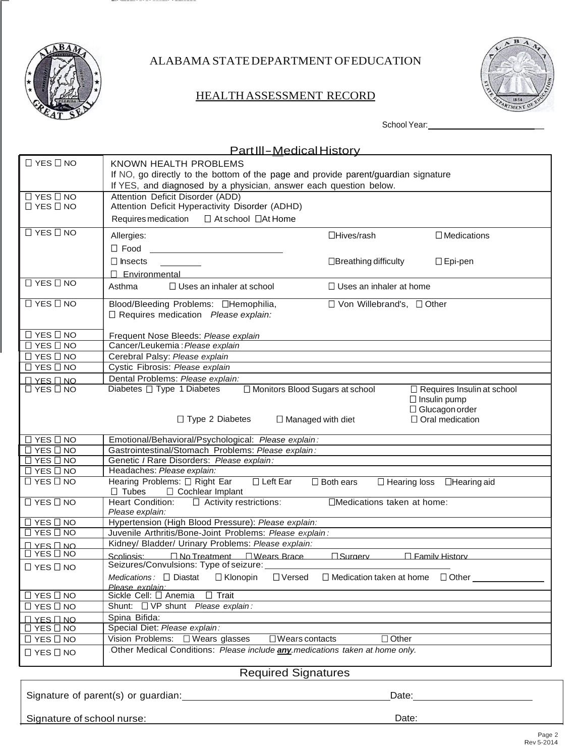# ALABAMA STATE DEPARTMENT OF EDUCATION

## HEALTH ASSESSMENT RECORD

School Year: ________________________

### Part III - Medical History

| | |
|---|---|
| ☐ YES ☐ NO | KNOWN HEALTH PROBLEMS<br>If NO, go directly to the bottom of the page and provide parent/guardian signature<br>If YES, and diagnosed by a physician, answer each question below. |
| ☐ YES ☐ NO<br>☐ YES ☐ NO | Attention Deficit Disorder (ADD)<br>Attention Deficit Hyperactivity Disorder (ADHD)<br>Requires medication ☐ At school ☐ At Home |
| ☐ YES ☐ NO | Allergies: ☐ Hives/rash ☐ Medications<br>☐ Food ____________________<br>☐ Insects ________ ☐ Breathing difficulty ☐ Epi-pen<br>☐ Environmental |
| ☐ YES ☐ NO | Asthma ☐ Uses an inhaler at school ☐ Uses an inhaler at home |
| ☐ YES ☐ NO | Blood/Bleeding Problems: ☐ Hemophilia, ☐ Von Willebrand's, ☐ Other<br>☐ Requires medication *Please explain:* |
| ☐ YES ☐ NO | Frequent Nose Bleeds: *Please explain* |
| ☐ YES ☐ NO | Cancer/Leukemia: *Please explain* |
| ☐ YES ☐ NO | Cerebral Palsy: *Please explain* |
| ☐ YES ☐ NO | Cystic Fibrosis: *Please explain* |
| ☐ YES ☐ NO | Dental Problems: *Please explain:* |
| ☐ YES ☐ NO | Diabetes ☐ Type 1 Diabetes ☐ Monitors Blood Sugars at school ☐ Requires Insulin at school<br>☐ Insulin pump<br>☐ Glucagon order<br>☐ Type 2 Diabetes ☐ Managed with diet ☐ Oral medication |
| ☐ YES ☐ NO | Emotional/Behavioral/Psychological: *Please explain:* |
| ☐ YES ☐ NO | Gastrointestinal/Stomach Problems: *Please explain:* |
| ☐ YES ☐ NO | Genetic / Rare Disorders: *Please explain:* |
| ☐ YES ☐ NO | Headaches: *Please explain:* |
| ☐ YES ☐ NO | Hearing Problems: ☐ Right Ear ☐ Left Ear ☐ Both ears ☐ Hearing loss ☐ Hearing aid<br>☐ Tubes ☐ Cochlear Implant |
| ☐ YES ☐ NO | Heart Condition: ☐ Activity restrictions: ☐ Medications taken at home:<br>*Please explain:* |
| ☐ YES ☐ NO | Hypertension (High Blood Pressure): *Please explain:* |
| ☐ YES ☐ NO | Juvenile Arthritis/Bone-Joint Problems: *Please explain:* |
| ☐ YES ☐ NO | Kidney/ Bladder/ Urinary Problems: *Please explain:* |
| ☐ YES ☐ NO | Scoliosis: ☐ No Treatment ☐ Wears Brace ☐ Surgery ☐ Family History |
| ☐ YES ☐ NO | Seizures/Convulsions: Type of seizure: ____________________<br>*Medications:* ☐ Diastat ☐ Klonopin ☐ Versed ☐ Medication taken at home ☐ Other ____________<br>*Please explain:* |
| ☐ YES ☐ NO | Sickle Cell: ☐ Anemia ☐ Trait |
| ☐ YES ☐ NO | Shunt: ☐ VP shunt *Please explain:* |
| ☐ YES ☐ NO | Spina Bifida: |
| ☐ YES ☐ NO | Special Diet: *Please explain:* |
| ☐ YES ☐ NO | Vision Problems: ☐ Wears glasses ☐ Wears contacts ☐ Other |
| ☐ YES ☐ NO | Other Medical Conditions: *Please include **any** medications taken at home only.* |

### Required Signatures

Signature of parent(s) or guardian: ______________________________ Date: ____________________

Signature of school nurse: ______________________________ Date: ____________________

Rev 5-2014